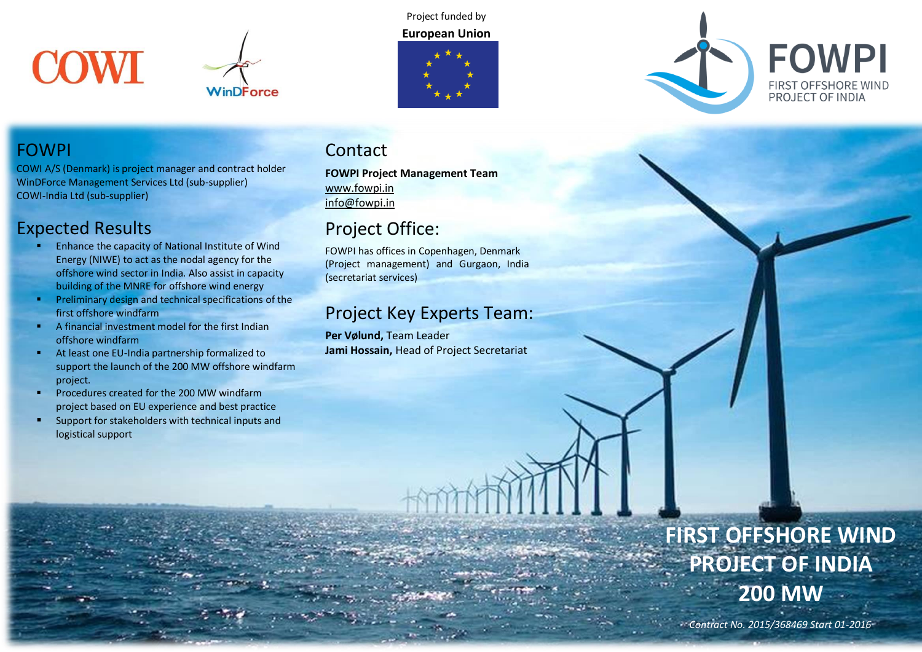Project funded by

**European Union**

FOWPI
FIRST OFFSHORE WIND PROJECT OF INDIA

## FOWPI

COWI A/S (Denmark) is project manager and contract holder
WinDForce Management Services Ltd (sub-supplier)
COWI-India Ltd (sub-supplier)

## Expected Results

- Enhance the capacity of National Institute of Wind Energy (NIWE) to act as the nodal agency for the offshore wind sector in India. Also assist in capacity building of the MNRE for offshore wind energy
- Preliminary design and technical specifications of the first offshore windfarm
- A financial investment model for the first Indian offshore windfarm
- At least one EU-India partnership formalized to support the launch of the 200 MW offshore windfarm project.
- Procedures created for the 200 MW windfarm project based on EU experience and best practice
- Support for stakeholders with technical inputs and logistical support

## Contact

**FOWPI Project Management Team**
www.fowpi.in
info@fowpi.in

## Project Office:

FOWPI has offices in Copenhagen, Denmark (Project management) and Gurgaon, India (secretariat services)

## Project Key Experts Team:

**Per Vølund,** Team Leader
**Jami Hossain,** Head of Project Secretariat

# FIRST OFFSHORE WIND PROJECT OF INDIA 200 MW

*Contract No. 2015/368469 Start 01-2016*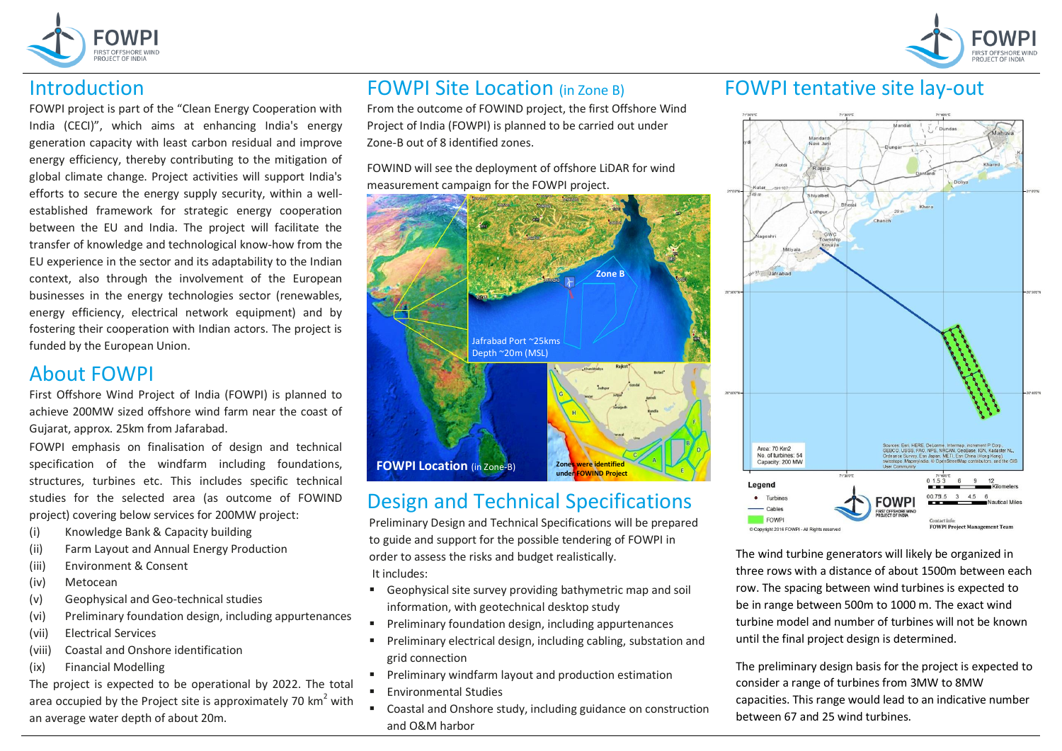## Introduction

FOWPI project is part of the "Clean Energy Cooperation with India (CECI)", which aims at enhancing India's energy generation capacity with least carbon residual and improve energy efficiency, thereby contributing to the mitigation of global climate change. Project activities will support India's efforts to secure the energy supply security, within a well-established framework for strategic energy cooperation between the EU and India. The project will facilitate the transfer of knowledge and technological know-how from the EU experience in the sector and its adaptability to the Indian context, also through the involvement of the European businesses in the energy technologies sector (renewables, energy efficiency, electrical network equipment) and by fostering their cooperation with Indian actors. The project is funded by the European Union.

## About FOWPI

First Offshore Wind Project of India (FOWPI) is planned to achieve 200MW sized offshore wind farm near the coast of Gujarat, approx. 25km from Jafarabad.

FOWPI emphasis on finalisation of design and technical specification of the windfarm including foundations, structures, turbines etc. This includes specific technical studies for the selected area (as outcome of FOWIND project) covering below services for 200MW project:

(i) Knowledge Bank & Capacity building
(ii) Farm Layout and Annual Energy Production
(iii) Environment & Consent
(iv) Metocean
(v) Geophysical and Geo-technical studies
(vi) Preliminary foundation design, including appurtenances
(vii) Electrical Services
(viii) Coastal and Onshore identification
(ix) Financial Modelling

The project is expected to be operational by 2022. The total area occupied by the Project site is approximately 70 km$^2$ with an average water depth of about 20m.

## FOWPI Site Location (in Zone B)

From the outcome of FOWIND project, the first Offshore Wind Project of India (FOWPI) is planned to be carried out under Zone-B out of 8 identified zones.

FOWIND will see the deployment of offshore LiDAR for wind measurement campaign for the FOWPI project.

Zone B
Jafrabad Port ~25kms
Depth ~20m (MSL)
**FOWPI Location** (in Zone-B)
Zones were identified under FOWIND Project

## Design and Technical Specifications

Preliminary Design and Technical Specifications will be prepared to guide and support for the possible tendering of FOWPI in order to assess the risks and budget realistically.

It includes:

- Geophysical site survey providing bathymetric map and soil information, with geotechnical desktop study
- Preliminary foundation design, including appurtenances
- Preliminary electrical design, including cabling, substation and grid connection
- Preliminary windfarm layout and production estimation
- Environmental Studies
- Coastal and Onshore study, including guidance on construction and O&M harbor

## FOWPI tentative site lay-out

Area: 70 Km2
No. of turbines: 54
Capacity: 200 MW

Legend
Turbines
Cables
FOWPI

© Copyright 2016 FOWPI - All Rights reserved
Contact info: FOWPI Project Management Team

The wind turbine generators will likely be organized in three rows with a distance of about 1500m between each row. The spacing between wind turbines is expected to be in range between 500m to 1000 m. The exact wind turbine model and number of turbines will not be known until the final project design is determined.

The preliminary design basis for the project is expected to consider a range of turbines from 3MW to 8MW capacities. This range would lead to an indicative number between 67 and 25 wind turbines.